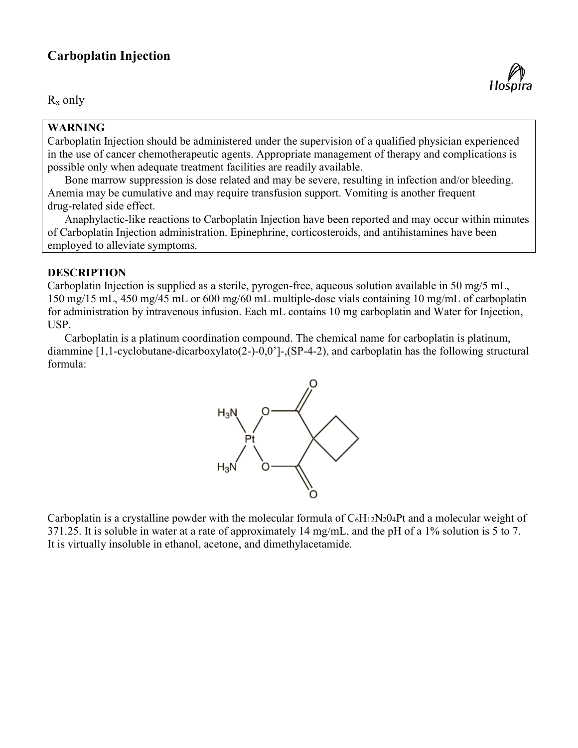# Carboplatin Injection

$R_x$ only

**WARNING**

Carboplatin Injection should be administered under the supervision of a qualified physician experienced in the use of cancer chemotherapeutic agents. Appropriate management of therapy and complications is possible only when adequate treatment facilities are readily available.

Bone marrow suppression is dose related and may be severe, resulting in infection and/or bleeding. Anemia may be cumulative and may require transfusion support. Vomiting is another frequent drug-related side effect.

Anaphylactic-like reactions to Carboplatin Injection have been reported and may occur within minutes of Carboplatin Injection administration. Epinephrine, corticosteroids, and antihistamines have been employed to alleviate symptoms.

## DESCRIPTION

Carboplatin Injection is supplied as a sterile, pyrogen-free, aqueous solution available in 50 mg/5 mL, 150 mg/15 mL, 450 mg/45 mL or 600 mg/60 mL multiple-dose vials containing 10 mg/mL of carboplatin for administration by intravenous infusion. Each mL contains 10 mg carboplatin and Water for Injection, USP.

Carboplatin is a platinum coordination compound. The chemical name for carboplatin is platinum, diammine [1,1-cyclobutane-dicarboxylato(2-)-0,0']-,(SP-4-2), and carboplatin has the following structural formula:

Carboplatin is a crystalline powder with the molecular formula of $C_6H_{12}N_2O_4Pt$ and a molecular weight of 371.25. It is soluble in water at a rate of approximately 14 mg/mL, and the pH of a 1% solution is 5 to 7. It is virtually insoluble in ethanol, acetone, and dimethylacetamide.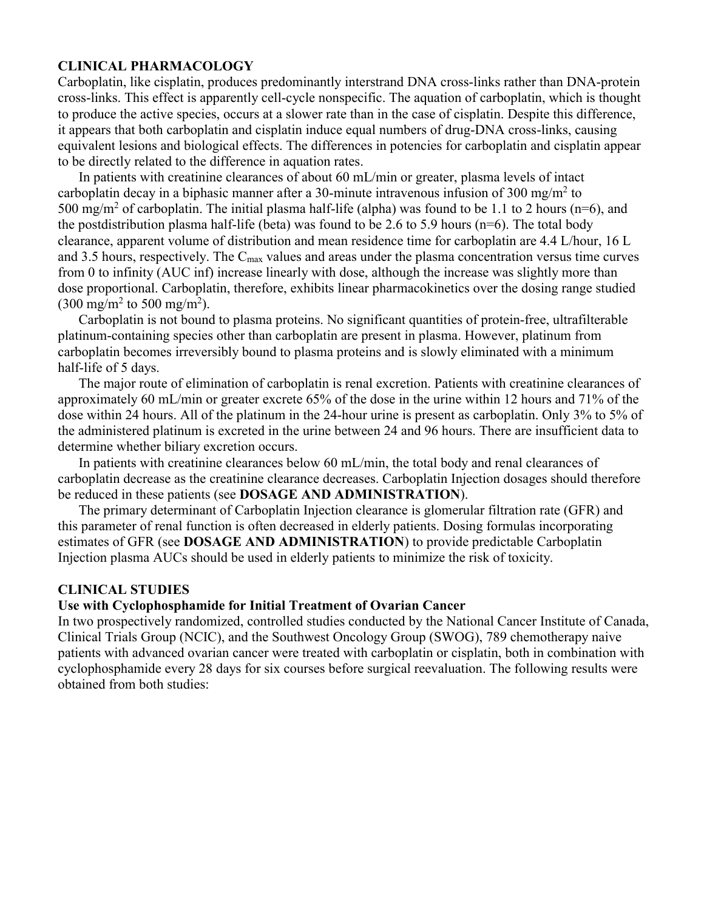## CLINICAL PHARMACOLOGY

Carboplatin, like cisplatin, produces predominantly interstrand DNA cross-links rather than DNA-protein cross-links. This effect is apparently cell-cycle nonspecific. The aquation of carboplatin, which is thought to produce the active species, occurs at a slower rate than in the case of cisplatin. Despite this difference, it appears that both carboplatin and cisplatin induce equal numbers of drug-DNA cross-links, causing equivalent lesions and biological effects. The differences in potencies for carboplatin and cisplatin appear to be directly related to the difference in aquation rates.

In patients with creatinine clearances of about 60 mL/min or greater, plasma levels of intact carboplatin decay in a biphasic manner after a 30-minute intravenous infusion of 300 mg/m$^2$ to 500 mg/m$^2$ of carboplatin. The initial plasma half-life (alpha) was found to be 1.1 to 2 hours (n=6), and the postdistribution plasma half-life (beta) was found to be 2.6 to 5.9 hours (n=6). The total body clearance, apparent volume of distribution and mean residence time for carboplatin are 4.4 L/hour, 16 L and 3.5 hours, respectively. The $C_{max}$ values and areas under the plasma concentration versus time curves from 0 to infinity (AUC inf) increase linearly with dose, although the increase was slightly more than dose proportional. Carboplatin, therefore, exhibits linear pharmacokinetics over the dosing range studied (300 mg/m$^2$ to 500 mg/m$^2$).

Carboplatin is not bound to plasma proteins. No significant quantities of protein-free, ultrafilterable platinum-containing species other than carboplatin are present in plasma. However, platinum from carboplatin becomes irreversibly bound to plasma proteins and is slowly eliminated with a minimum half-life of 5 days.

The major route of elimination of carboplatin is renal excretion. Patients with creatinine clearances of approximately 60 mL/min or greater excrete 65% of the dose in the urine within 12 hours and 71% of the dose within 24 hours. All of the platinum in the 24-hour urine is present as carboplatin. Only 3% to 5% of the administered platinum is excreted in the urine between 24 and 96 hours. There are insufficient data to determine whether biliary excretion occurs.

In patients with creatinine clearances below 60 mL/min, the total body and renal clearances of carboplatin decrease as the creatinine clearance decreases. Carboplatin Injection dosages should therefore be reduced in these patients (see **DOSAGE AND ADMINISTRATION**).

The primary determinant of Carboplatin Injection clearance is glomerular filtration rate (GFR) and this parameter of renal function is often decreased in elderly patients. Dosing formulas incorporating estimates of GFR (see **DOSAGE AND ADMINISTRATION**) to provide predictable Carboplatin Injection plasma AUCs should be used in elderly patients to minimize the risk of toxicity.

## CLINICAL STUDIES

### Use with Cyclophosphamide for Initial Treatment of Ovarian Cancer

In two prospectively randomized, controlled studies conducted by the National Cancer Institute of Canada, Clinical Trials Group (NCIC), and the Southwest Oncology Group (SWOG), 789 chemotherapy naive patients with advanced ovarian cancer were treated with carboplatin or cisplatin, both in combination with cyclophosphamide every 28 days for six courses before surgical reevaluation. The following results were obtained from both studies: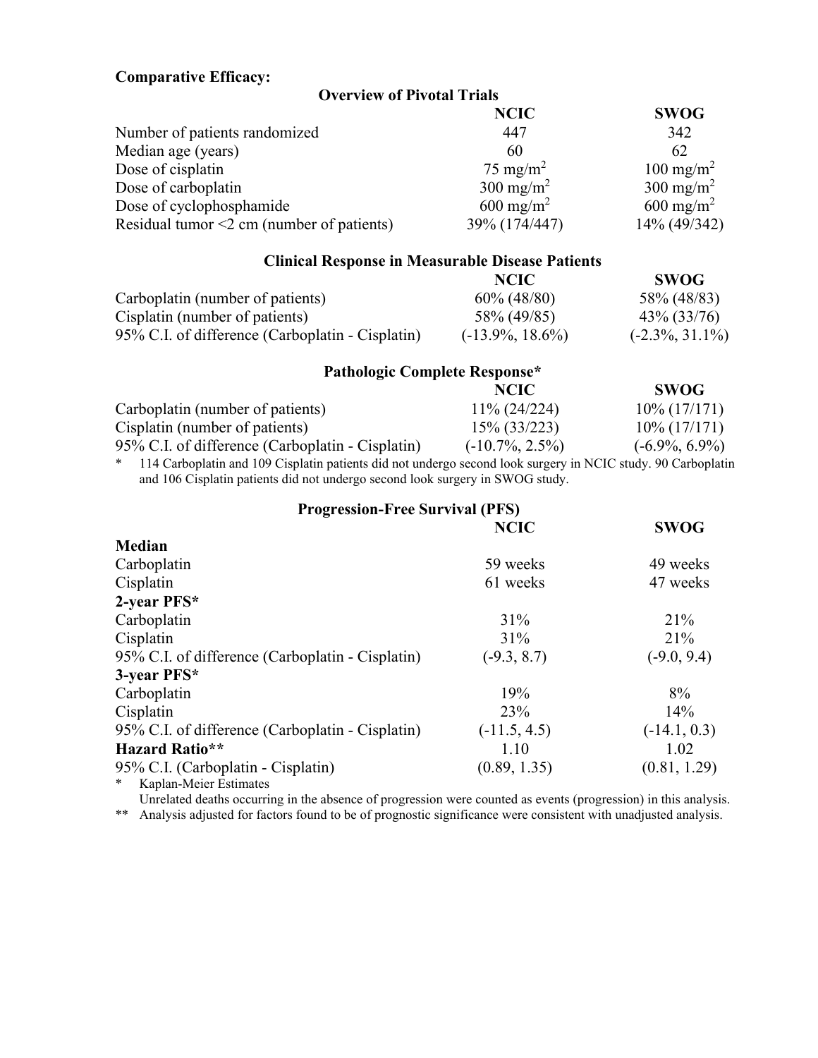**Comparative Efficacy:**

**Overview of Pivotal Trials**

| | NCIC | SWOG |
|---|---|---|
| Number of patients randomized | 447 | 342 |
| Median age (years) | 60 | 62 |
| Dose of cisplatin | 75 mg/m$^2$ | 100 mg/m$^2$ |
| Dose of carboplatin | 300 mg/m$^2$ | 300 mg/m$^2$ |
| Dose of cyclophosphamide | 600 mg/m$^2$ | 600 mg/m$^2$ |
| Residual tumor <2 cm (number of patients) | 39% (174/447) | 14% (49/342) |

**Clinical Response in Measurable Disease Patients**

| | NCIC | SWOG |
|---|---|---|
| Carboplatin (number of patients) | 60% (48/80) | 58% (48/83) |
| Cisplatin (number of patients) | 58% (49/85) | 43% (33/76) |
| 95% C.I. of difference (Carboplatin - Cisplatin) | (-13.9%, 18.6%) | (-2.3%, 31.1%) |

**Pathologic Complete Response***

| | NCIC | SWOG |
|---|---|---|
| Carboplatin (number of patients) | 11% (24/224) | 10% (17/171) |
| Cisplatin (number of patients) | 15% (33/223) | 10% (17/171) |
| 95% C.I. of difference (Carboplatin - Cisplatin) | (-10.7%, 2.5%) | (-6.9%, 6.9%) |

\* 114 Carboplatin and 109 Cisplatin patients did not undergo second look surgery in NCIC study. 90 Carboplatin and 106 Cisplatin patients did not undergo second look surgery in SWOG study.

**Progression-Free Survival (PFS)**

| | NCIC | SWOG |
|---|---|---|
| **Median** | | |
| Carboplatin | 59 weeks | 49 weeks |
| Cisplatin | 61 weeks | 47 weeks |
| **2-year PFS*** | | |
| Carboplatin | 31% | 21% |
| Cisplatin | 31% | 21% |
| 95% C.I. of difference (Carboplatin - Cisplatin) | (-9.3, 8.7) | (-9.0, 9.4) |
| **3-year PFS*** | | |
| Carboplatin | 19% | 8% |
| Cisplatin | 23% | 14% |
| 95% C.I. of difference (Carboplatin - Cisplatin) | (-11.5, 4.5) | (-14.1, 0.3) |
| **Hazard Ratio**** | 1.10 | 1.02 |
| 95% C.I. (Carboplatin - Cisplatin) | (0.89, 1.35) | (0.81, 1.29) |

\* Kaplan-Meier Estimates
Unrelated deaths occurring in the absence of progression were counted as events (progression) in this analysis.

\*\* Analysis adjusted for factors found to be of prognostic significance were consistent with unadjusted analysis.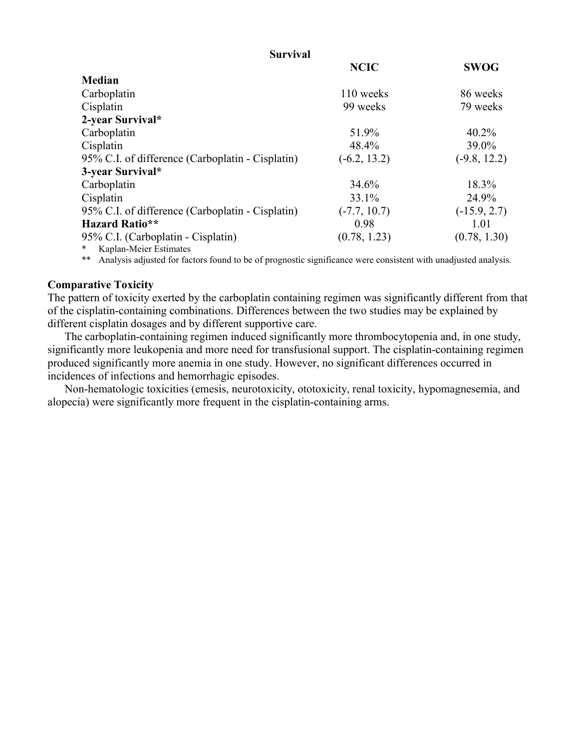**Survival**

| | NCIC | SWOG |
|---|---|---|
| **Median** | | |
| Carboplatin | 110 weeks | 86 weeks |
| Cisplatin | 99 weeks | 79 weeks |
| **2-year Survival*** | | |
| Carboplatin | 51.9% | 40.2% |
| Cisplatin | 48.4% | 39.0% |
| 95% C.I. of difference (Carboplatin - Cisplatin) | (-6.2, 13.2) | (-9.8, 12.2) |
| **3-year Survival*** | | |
| Carboplatin | 34.6% | 18.3% |
| Cisplatin | 33.1% | 24.9% |
| 95% C.I. of difference (Carboplatin - Cisplatin) | (-7.7, 10.7) | (-15.9, 2.7) |
| **Hazard Ratio**** | 0.98 | 1.01 |
| 95% C.I. (Carboplatin - Cisplatin) | (0.78, 1.23) | (0.78, 1.30) |

\* Kaplan-Meier Estimates

** Analysis adjusted for factors found to be of prognostic significance were consistent with unadjusted analysis.

### Comparative Toxicity

The pattern of toxicity exerted by the carboplatin containing regimen was significantly different from that of the cisplatin-containing combinations. Differences between the two studies may be explained by different cisplatin dosages and by different supportive care.

The carboplatin-containing regimen induced significantly more thrombocytopenia and, in one study, significantly more leukopenia and more need for transfusional support. The cisplatin-containing regimen produced significantly more anemia in one study. However, no significant differences occurred in incidences of infections and hemorrhagic episodes.

Non-hematologic toxicities (emesis, neurotoxicity, ototoxicity, renal toxicity, hypomagnesemia, and alopecia) were significantly more frequent in the cisplatin-containing arms.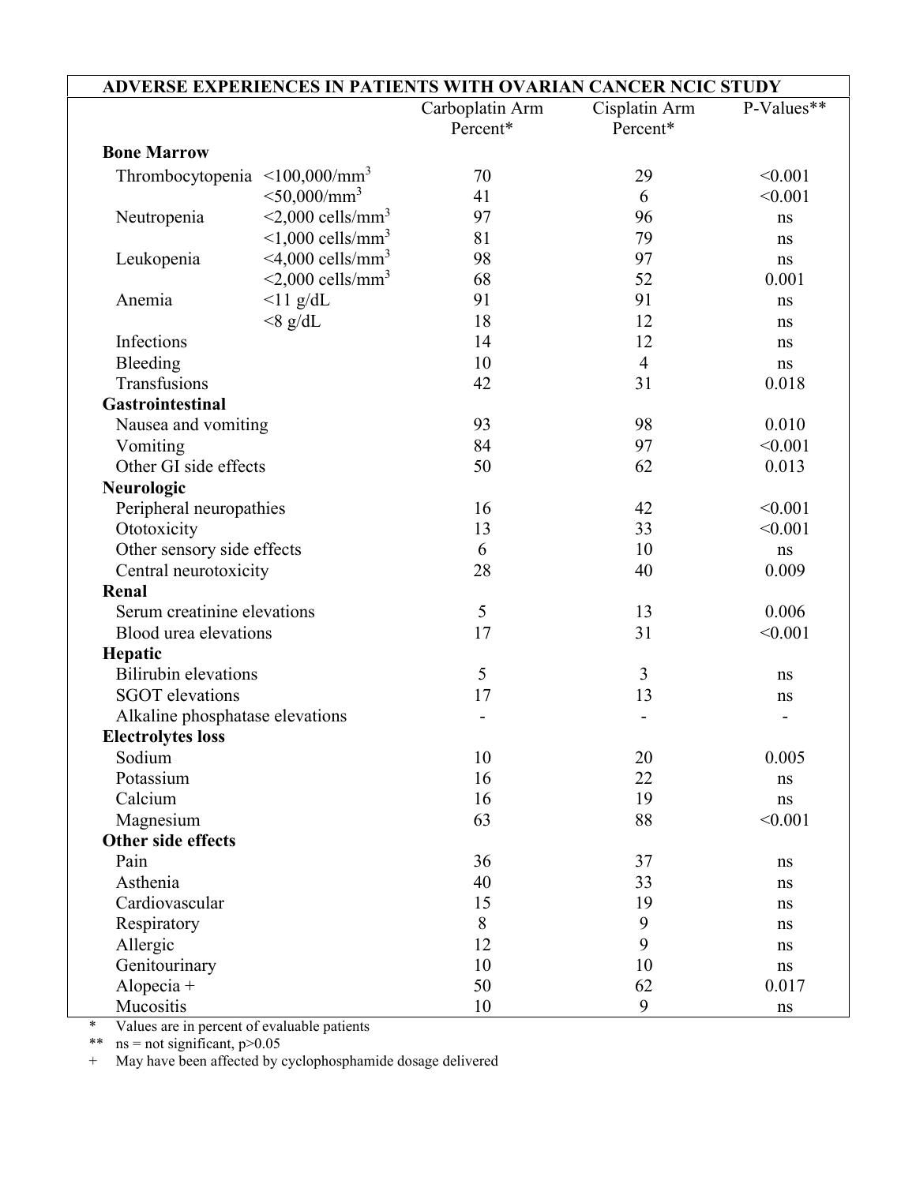| ADVERSE EXPERIENCES IN PATIENTS WITH OVARIAN CANCER NCIC STUDY | | | | |
|---|---|---|---|---|
| | | Carboplatin Arm Percent* | Cisplatin Arm Percent* | P-Values** |
| **Bone Marrow** | | | | |
| Thrombocytopenia | <100,000/mm$^3$ | 70 | 29 | <0.001 |
| | <50,000/mm$^3$ | 41 | 6 | <0.001 |
| Neutropenia | <2,000 cells/mm$^3$ | 97 | 96 | ns |
| | <1,000 cells/mm$^3$ | 81 | 79 | ns |
| Leukopenia | <4,000 cells/mm$^3$ | 98 | 97 | ns |
| | <2,000 cells/mm$^3$ | 68 | 52 | 0.001 |
| Anemia | <11 g/dL | 91 | 91 | ns |
| | <8 g/dL | 18 | 12 | ns |
| Infections | | 14 | 12 | ns |
| Bleeding | | 10 | 4 | ns |
| Transfusions | | 42 | 31 | 0.018 |
| **Gastrointestinal** | | | | |
| Nausea and vomiting | | 93 | 98 | 0.010 |
| Vomiting | | 84 | 97 | <0.001 |
| Other GI side effects | | 50 | 62 | 0.013 |
| **Neurologic** | | | | |
| Peripheral neuropathies | | 16 | 42 | <0.001 |
| Ototoxicity | | 13 | 33 | <0.001 |
| Other sensory side effects | | 6 | 10 | ns |
| Central neurotoxicity | | 28 | 40 | 0.009 |
| **Renal** | | | | |
| Serum creatinine elevations | | 5 | 13 | 0.006 |
| Blood urea elevations | | 17 | 31 | <0.001 |
| **Hepatic** | | | | |
| Bilirubin elevations | | 5 | 3 | ns |
| SGOT elevations | | 17 | 13 | ns |
| Alkaline phosphatase elevations | | - | - | - |
| **Electrolytes loss** | | | | |
| Sodium | | 10 | 20 | 0.005 |
| Potassium | | 16 | 22 | ns |
| Calcium | | 16 | 19 | ns |
| Magnesium | | 63 | 88 | <0.001 |
| **Other side effects** | | | | |
| Pain | | 36 | 37 | ns |
| Asthenia | | 40 | 33 | ns |
| Cardiovascular | | 15 | 19 | ns |
| Respiratory | | 8 | 9 | ns |
| Allergic | | 12 | 9 | ns |
| Genitourinary | | 10 | 10 | ns |
| Alopecia + | | 50 | 62 | 0.017 |
| Mucositis | | 10 | 9 | ns |

\* Values are in percent of evaluable patients

** ns = not significant, p>0.05

+ May have been affected by cyclophosphamide dosage delivered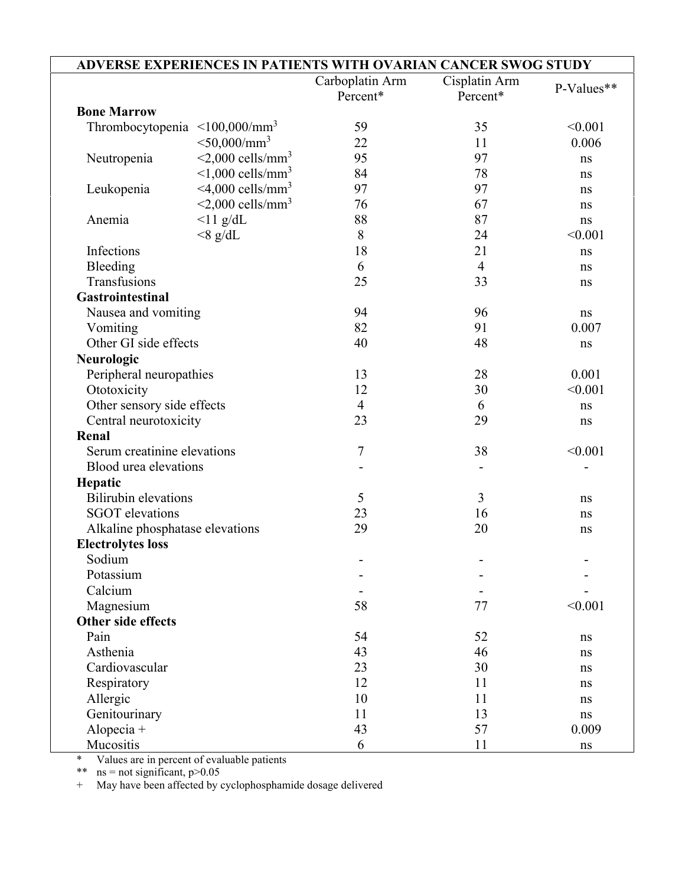| ADVERSE EXPERIENCES IN PATIENTS WITH OVARIAN CANCER SWOG STUDY | | | | |
|---|---|---|---|---|
| | | Carboplatin Arm Percent* | Cisplatin Arm Percent* | P-Values** |
| **Bone Marrow** | | | | |
| Thrombocytopenia | <100,000/mm$^3$ | 59 | 35 | <0.001 |
| | <50,000/mm$^3$ | 22 | 11 | 0.006 |
| Neutropenia | <2,000 cells/mm$^3$ | 95 | 97 | ns |
| | <1,000 cells/mm$^3$ | 84 | 78 | ns |
| Leukopenia | <4,000 cells/mm$^3$ | 97 | 97 | ns |
| | <2,000 cells/mm$^3$ | 76 | 67 | ns |
| Anemia | <11 g/dL | 88 | 87 | ns |
| | <8 g/dL | 8 | 24 | <0.001 |
| Infections | | 18 | 21 | ns |
| Bleeding | | 6 | 4 | ns |
| Transfusions | | 25 | 33 | ns |
| **Gastrointestinal** | | | | |
| Nausea and vomiting | | 94 | 96 | ns |
| Vomiting | | 82 | 91 | 0.007 |
| Other GI side effects | | 40 | 48 | ns |
| **Neurologic** | | | | |
| Peripheral neuropathies | | 13 | 28 | 0.001 |
| Ototoxicity | | 12 | 30 | <0.001 |
| Other sensory side effects | | 4 | 6 | ns |
| Central neurotoxicity | | 23 | 29 | ns |
| **Renal** | | | | |
| Serum creatinine elevations | | 7 | 38 | <0.001 |
| Blood urea elevations | | - | - | - |
| **Hepatic** | | | | |
| Bilirubin elevations | | 5 | 3 | ns |
| SGOT elevations | | 23 | 16 | ns |
| Alkaline phosphatase elevations | | 29 | 20 | ns |
| **Electrolytes loss** | | | | |
| Sodium | | - | - | - |
| Potassium | | - | - | - |
| Calcium | | - | - | - |
| Magnesium | | 58 | 77 | <0.001 |
| **Other side effects** | | | | |
| Pain | | 54 | 52 | ns |
| Asthenia | | 43 | 46 | ns |
| Cardiovascular | | 23 | 30 | ns |
| Respiratory | | 12 | 11 | ns |
| Allergic | | 10 | 11 | ns |
| Genitourinary | | 11 | 13 | ns |
| Alopecia + | | 43 | 57 | 0.009 |
| Mucositis | | 6 | 11 | ns |

\* Values are in percent of evaluable patients

\*\* ns = not significant, p>0.05

\+ May have been affected by cyclophosphamide dosage delivered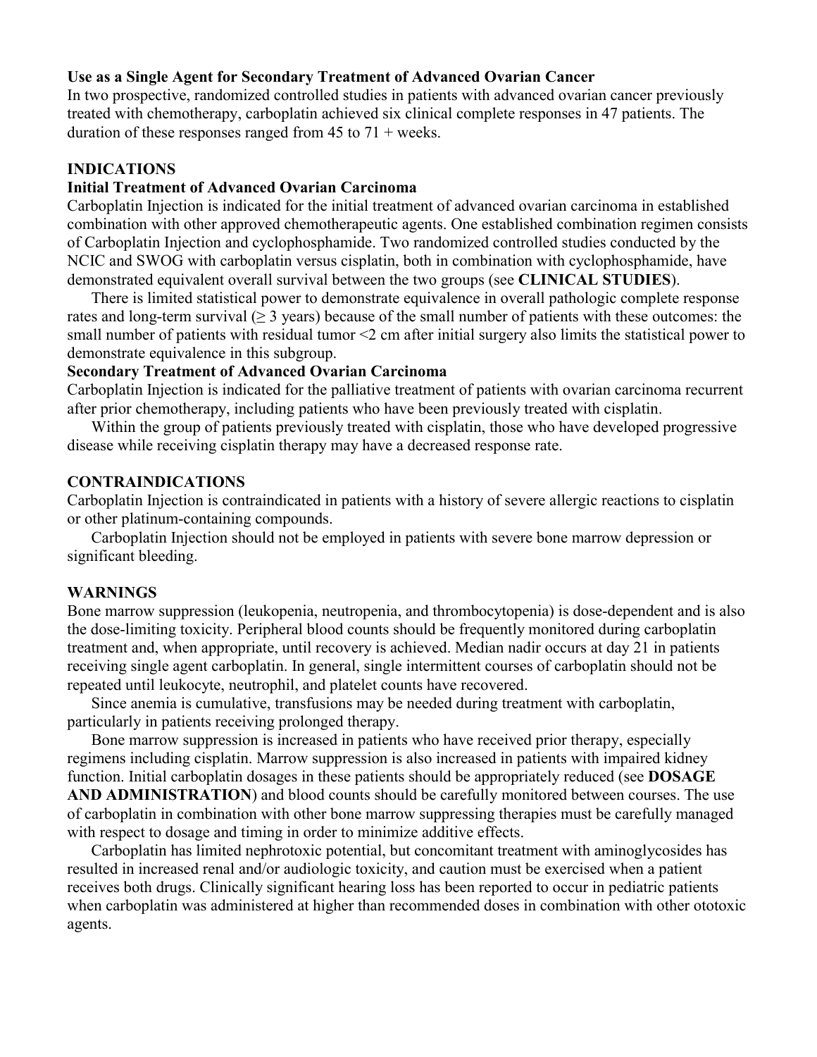**Use as a Single Agent for Secondary Treatment of Advanced Ovarian Cancer**

In two prospective, randomized controlled studies in patients with advanced ovarian cancer previously treated with chemotherapy, carboplatin achieved six clinical complete responses in 47 patients. The duration of these responses ranged from 45 to 71 + weeks.

## INDICATIONS

**Initial Treatment of Advanced Ovarian Carcinoma**

Carboplatin Injection is indicated for the initial treatment of advanced ovarian carcinoma in established combination with other approved chemotherapeutic agents. One established combination regimen consists of Carboplatin Injection and cyclophosphamide. Two randomized controlled studies conducted by the NCIC and SWOG with carboplatin versus cisplatin, both in combination with cyclophosphamide, have demonstrated equivalent overall survival between the two groups (see **CLINICAL STUDIES**).

There is limited statistical power to demonstrate equivalence in overall pathologic complete response rates and long-term survival (≥ 3 years) because of the small number of patients with these outcomes: the small number of patients with residual tumor <2 cm after initial surgery also limits the statistical power to demonstrate equivalence in this subgroup.

**Secondary Treatment of Advanced Ovarian Carcinoma**

Carboplatin Injection is indicated for the palliative treatment of patients with ovarian carcinoma recurrent after prior chemotherapy, including patients who have been previously treated with cisplatin.

Within the group of patients previously treated with cisplatin, those who have developed progressive disease while receiving cisplatin therapy may have a decreased response rate.

## CONTRAINDICATIONS

Carboplatin Injection is contraindicated in patients with a history of severe allergic reactions to cisplatin or other platinum-containing compounds.

Carboplatin Injection should not be employed in patients with severe bone marrow depression or significant bleeding.

## WARNINGS

Bone marrow suppression (leukopenia, neutropenia, and thrombocytopenia) is dose-dependent and is also the dose-limiting toxicity. Peripheral blood counts should be frequently monitored during carboplatin treatment and, when appropriate, until recovery is achieved. Median nadir occurs at day 21 in patients receiving single agent carboplatin. In general, single intermittent courses of carboplatin should not be repeated until leukocyte, neutrophil, and platelet counts have recovered.

Since anemia is cumulative, transfusions may be needed during treatment with carboplatin, particularly in patients receiving prolonged therapy.

Bone marrow suppression is increased in patients who have received prior therapy, especially regimens including cisplatin. Marrow suppression is also increased in patients with impaired kidney function. Initial carboplatin dosages in these patients should be appropriately reduced (see **DOSAGE AND ADMINISTRATION**) and blood counts should be carefully monitored between courses. The use of carboplatin in combination with other bone marrow suppressing therapies must be carefully managed with respect to dosage and timing in order to minimize additive effects.

Carboplatin has limited nephrotoxic potential, but concomitant treatment with aminoglycosides has resulted in increased renal and/or audiologic toxicity, and caution must be exercised when a patient receives both drugs. Clinically significant hearing loss has been reported to occur in pediatric patients when carboplatin was administered at higher than recommended doses in combination with other ototoxic agents.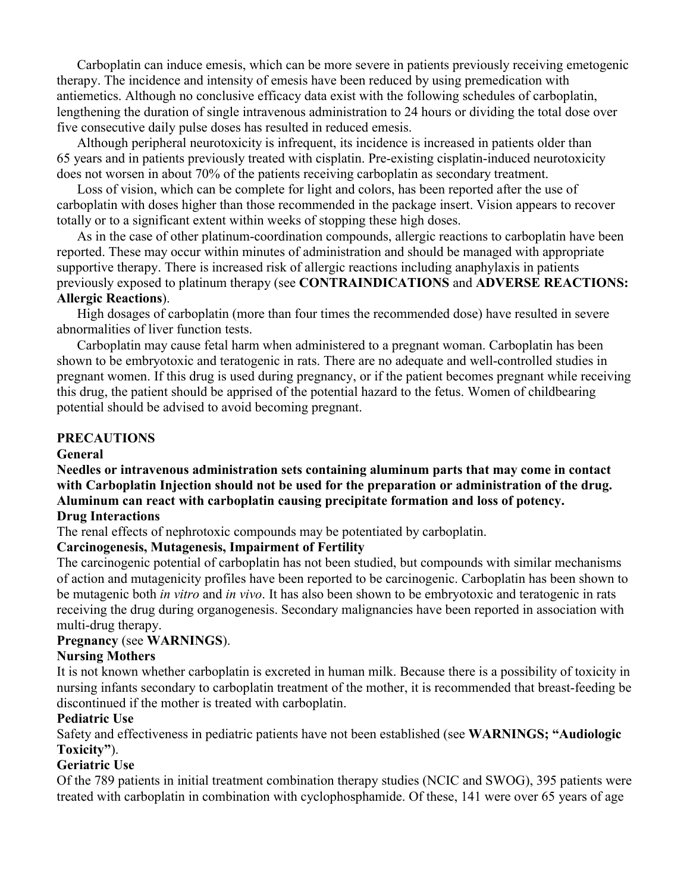Carboplatin can induce emesis, which can be more severe in patients previously receiving emetogenic therapy. The incidence and intensity of emesis have been reduced by using premedication with antiemetics. Although no conclusive efficacy data exist with the following schedules of carboplatin, lengthening the duration of single intravenous administration to 24 hours or dividing the total dose over five consecutive daily pulse doses has resulted in reduced emesis.

Although peripheral neurotoxicity is infrequent, its incidence is increased in patients older than 65 years and in patients previously treated with cisplatin. Pre-existing cisplatin-induced neurotoxicity does not worsen in about 70% of the patients receiving carboplatin as secondary treatment.

Loss of vision, which can be complete for light and colors, has been reported after the use of carboplatin with doses higher than those recommended in the package insert. Vision appears to recover totally or to a significant extent within weeks of stopping these high doses.

As in the case of other platinum-coordination compounds, allergic reactions to carboplatin have been reported. These may occur within minutes of administration and should be managed with appropriate supportive therapy. There is increased risk of allergic reactions including anaphylaxis in patients previously exposed to platinum therapy (see **CONTRAINDICATIONS** and **ADVERSE REACTIONS: Allergic Reactions**).

High dosages of carboplatin (more than four times the recommended dose) have resulted in severe abnormalities of liver function tests.

Carboplatin may cause fetal harm when administered to a pregnant woman. Carboplatin has been shown to be embryotoxic and teratogenic in rats. There are no adequate and well-controlled studies in pregnant women. If this drug is used during pregnancy, or if the patient becomes pregnant while receiving this drug, the patient should be apprised of the potential hazard to the fetus. Women of childbearing potential should be advised to avoid becoming pregnant.

## PRECAUTIONS

### General

**Needles or intravenous administration sets containing aluminum parts that may come in contact with Carboplatin Injection should not be used for the preparation or administration of the drug. Aluminum can react with carboplatin causing precipitate formation and loss of potency.**

### Drug Interactions

The renal effects of nephrotoxic compounds may be potentiated by carboplatin.

### Carcinogenesis, Mutagenesis, Impairment of Fertility

The carcinogenic potential of carboplatin has not been studied, but compounds with similar mechanisms of action and mutagenicity profiles have been reported to be carcinogenic. Carboplatin has been shown to be mutagenic both *in vitro* and *in vivo*. It has also been shown to be embryotoxic and teratogenic in rats receiving the drug during organogenesis. Secondary malignancies have been reported in association with multi-drug therapy.

### Pregnancy (see WARNINGS).

### Nursing Mothers

It is not known whether carboplatin is excreted in human milk. Because there is a possibility of toxicity in nursing infants secondary to carboplatin treatment of the mother, it is recommended that breast-feeding be discontinued if the mother is treated with carboplatin.

### Pediatric Use

Safety and effectiveness in pediatric patients have not been established (see **WARNINGS; "Audiologic Toxicity"**).

### Geriatric Use

Of the 789 patients in initial treatment combination therapy studies (NCIC and SWOG), 395 patients were treated with carboplatin in combination with cyclophosphamide. Of these, 141 were over 65 years of age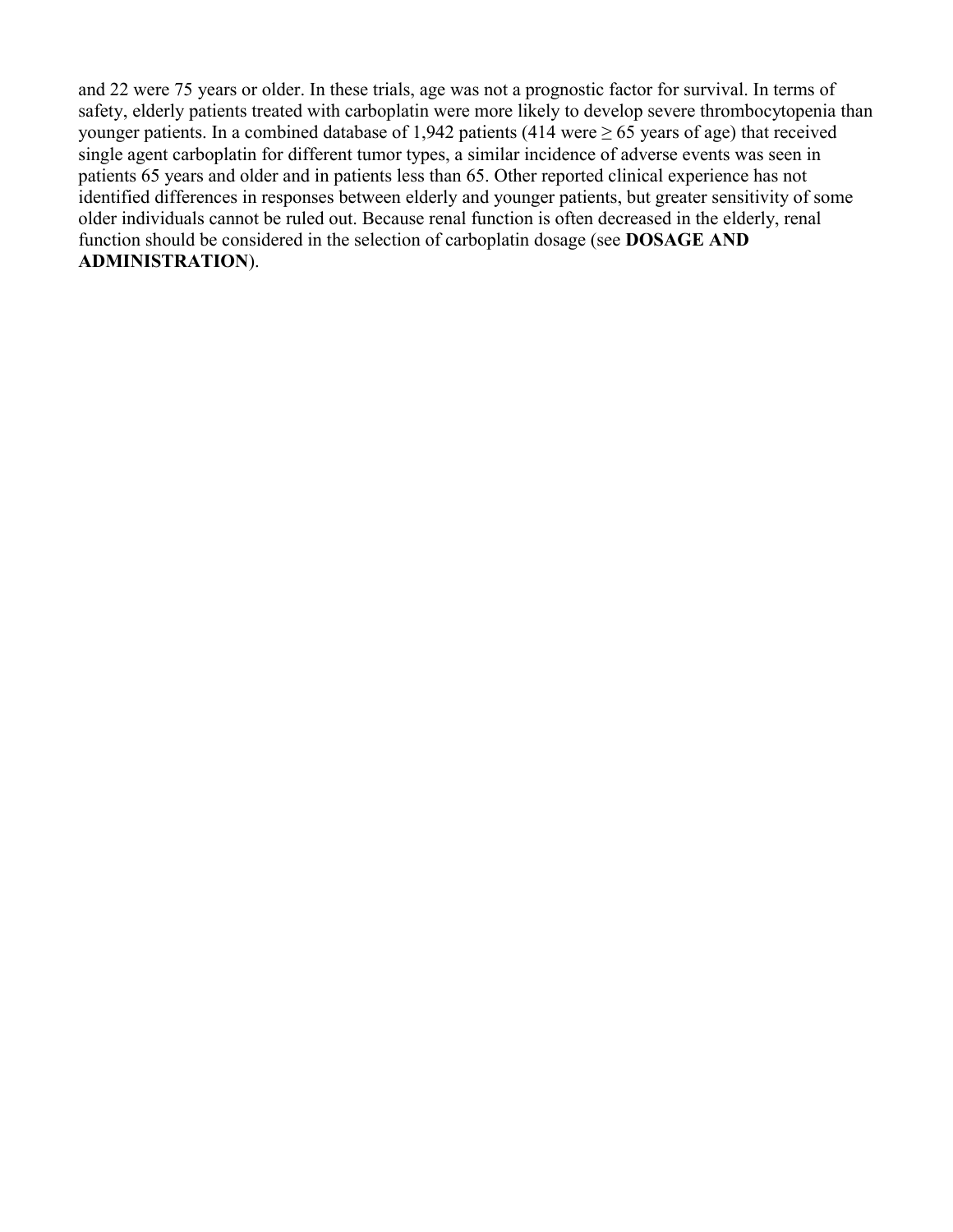and 22 were 75 years or older. In these trials, age was not a prognostic factor for survival. In terms of safety, elderly patients treated with carboplatin were more likely to develop severe thrombocytopenia than younger patients. In a combined database of 1,942 patients (414 were ≥ 65 years of age) that received single agent carboplatin for different tumor types, a similar incidence of adverse events was seen in patients 65 years and older and in patients less than 65. Other reported clinical experience has not identified differences in responses between elderly and younger patients, but greater sensitivity of some older individuals cannot be ruled out. Because renal function is often decreased in the elderly, renal function should be considered in the selection of carboplatin dosage (see **DOSAGE AND ADMINISTRATION**).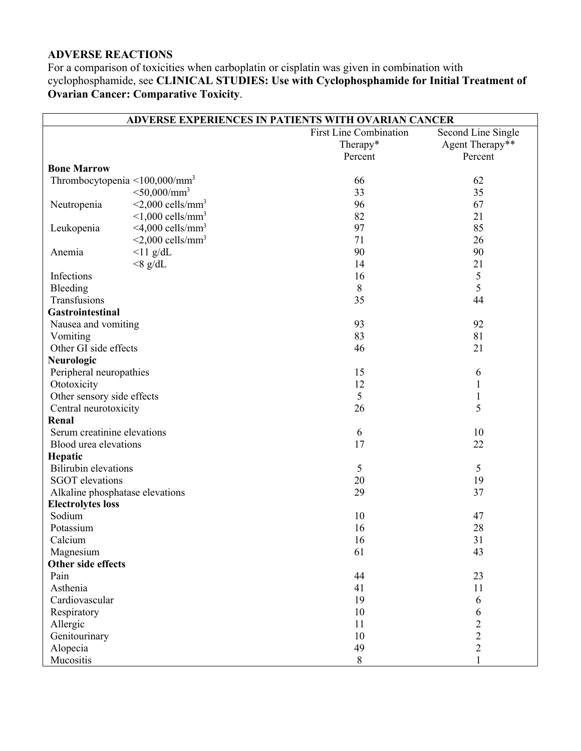## ADVERSE REACTIONS

For a comparison of toxicities when carboplatin or cisplatin was given in combination with cyclophosphamide, see **CLINICAL STUDIES: Use with Cyclophosphamide for Initial Treatment of Ovarian Cancer: Comparative Toxicity**.

| ADVERSE EXPERIENCES IN PATIENTS WITH OVARIAN CANCER | | | |
|---|---|---|---|
| | | First Line Combination Therapy* Percent | Second Line Single Agent Therapy** Percent |
| **Bone Marrow** | | | |
| Thrombocytopenia | <100,000/mm$^3$ | 66 | 62 |
| | <50,000/mm$^3$ | 33 | 35 |
| Neutropenia | <2,000 cells/mm$^3$ | 96 | 67 |
| | <1,000 cells/mm$^3$ | 82 | 21 |
| Leukopenia | <4,000 cells/mm$^3$ | 97 | 85 |
| | <2,000 cells/mm$^3$ | 71 | 26 |
| Anemia | <11 g/dL | 90 | 90 |
| | <8 g/dL | 14 | 21 |
| Infections | | 16 | 5 |
| Bleeding | | 8 | 5 |
| Transfusions | | 35 | 44 |
| **Gastrointestinal** | | | |
| Nausea and vomiting | | 93 | 92 |
| Vomiting | | 83 | 81 |
| Other GI side effects | | 46 | 21 |
| **Neurologic** | | | |
| Peripheral neuropathies | | 15 | 6 |
| Ototoxicity | | 12 | 1 |
| Other sensory side effects | | 5 | 1 |
| Central neurotoxicity | | 26 | 5 |
| **Renal** | | | |
| Serum creatinine elevations | | 6 | 10 |
| Blood urea elevations | | 17 | 22 |
| **Hepatic** | | | |
| Bilirubin elevations | | 5 | 5 |
| SGOT elevations | | 20 | 19 |
| Alkaline phosphatase elevations | | 29 | 37 |
| **Electrolytes loss** | | | |
| Sodium | | 10 | 47 |
| Potassium | | 16 | 28 |
| Calcium | | 16 | 31 |
| Magnesium | | 61 | 43 |
| **Other side effects** | | | |
| Pain | | 44 | 23 |
| Asthenia | | 41 | 11 |
| Cardiovascular | | 19 | 6 |
| Respiratory | | 10 | 6 |
| Allergic | | 11 | 2 |
| Genitourinary | | 10 | 2 |
| Alopecia | | 49 | 2 |
| Mucositis | | 8 | 1 |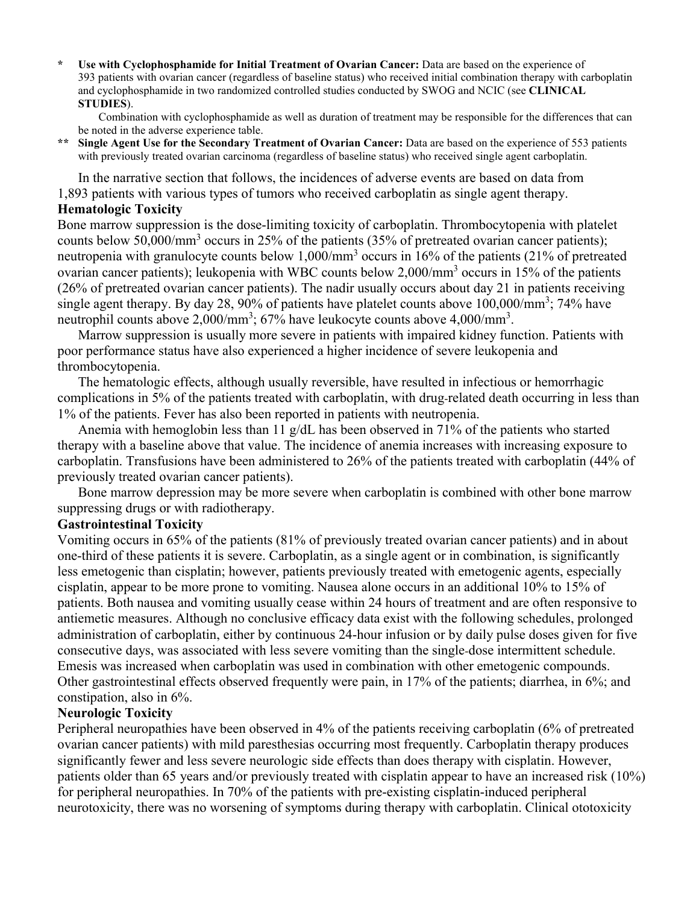**\*** **Use with Cyclophosphamide for Initial Treatment of Ovarian Cancer:** Data are based on the experience of 393 patients with ovarian cancer (regardless of baseline status) who received initial combination therapy with carboplatin and cyclophosphamide in two randomized controlled studies conducted by SWOG and NCIC (see **CLINICAL STUDIES**).

Combination with cyclophosphamide as well as duration of treatment may be responsible for the differences that can be noted in the adverse experience table.

**\*\*** **Single Agent Use for the Secondary Treatment of Ovarian Cancer:** Data are based on the experience of 553 patients with previously treated ovarian carcinoma (regardless of baseline status) who received single agent carboplatin.

In the narrative section that follows, the incidences of adverse events are based on data from 1,893 patients with various types of tumors who received carboplatin as single agent therapy.

**Hematologic Toxicity**

Bone marrow suppression is the dose-limiting toxicity of carboplatin. Thrombocytopenia with platelet counts below 50,000/$mm^3$ occurs in 25% of the patients (35% of pretreated ovarian cancer patients); neutropenia with granulocyte counts below 1,000/$mm^3$ occurs in 16% of the patients (21% of pretreated ovarian cancer patients); leukopenia with WBC counts below 2,000/$mm^3$ occurs in 15% of the patients (26% of pretreated ovarian cancer patients). The nadir usually occurs about day 21 in patients receiving single agent therapy. By day 28, 90% of patients have platelet counts above 100,000/$mm^3$; 74% have neutrophil counts above 2,000/$mm^3$; 67% have leukocyte counts above 4,000/$mm^3$.

Marrow suppression is usually more severe in patients with impaired kidney function. Patients with poor performance status have also experienced a higher incidence of severe leukopenia and thrombocytopenia.

The hematologic effects, although usually reversible, have resulted in infectious or hemorrhagic complications in 5% of the patients treated with carboplatin, with drug-related death occurring in less than 1% of the patients. Fever has also been reported in patients with neutropenia.

Anemia with hemoglobin less than 11 g/dL has been observed in 71% of the patients who started therapy with a baseline above that value. The incidence of anemia increases with increasing exposure to carboplatin. Transfusions have been administered to 26% of the patients treated with carboplatin (44% of previously treated ovarian cancer patients).

Bone marrow depression may be more severe when carboplatin is combined with other bone marrow suppressing drugs or with radiotherapy.

**Gastrointestinal Toxicity**

Vomiting occurs in 65% of the patients (81% of previously treated ovarian cancer patients) and in about one-third of these patients it is severe. Carboplatin, as a single agent or in combination, is significantly less emetogenic than cisplatin; however, patients previously treated with emetogenic agents, especially cisplatin, appear to be more prone to vomiting. Nausea alone occurs in an additional 10% to 15% of patients. Both nausea and vomiting usually cease within 24 hours of treatment and are often responsive to antiemetic measures. Although no conclusive efficacy data exist with the following schedules, prolonged administration of carboplatin, either by continuous 24-hour infusion or by daily pulse doses given for five consecutive days, was associated with less severe vomiting than the single-dose intermittent schedule. Emesis was increased when carboplatin was used in combination with other emetogenic compounds. Other gastrointestinal effects observed frequently were pain, in 17% of the patients; diarrhea, in 6%; and constipation, also in 6%.

**Neurologic Toxicity**

Peripheral neuropathies have been observed in 4% of the patients receiving carboplatin (6% of pretreated ovarian cancer patients) with mild paresthesias occurring most frequently. Carboplatin therapy produces significantly fewer and less severe neurologic side effects than does therapy with cisplatin. However, patients older than 65 years and/or previously treated with cisplatin appear to have an increased risk (10%) for peripheral neuropathies. In 70% of the patients with pre-existing cisplatin-induced peripheral neurotoxicity, there was no worsening of symptoms during therapy with carboplatin. Clinical ototoxicity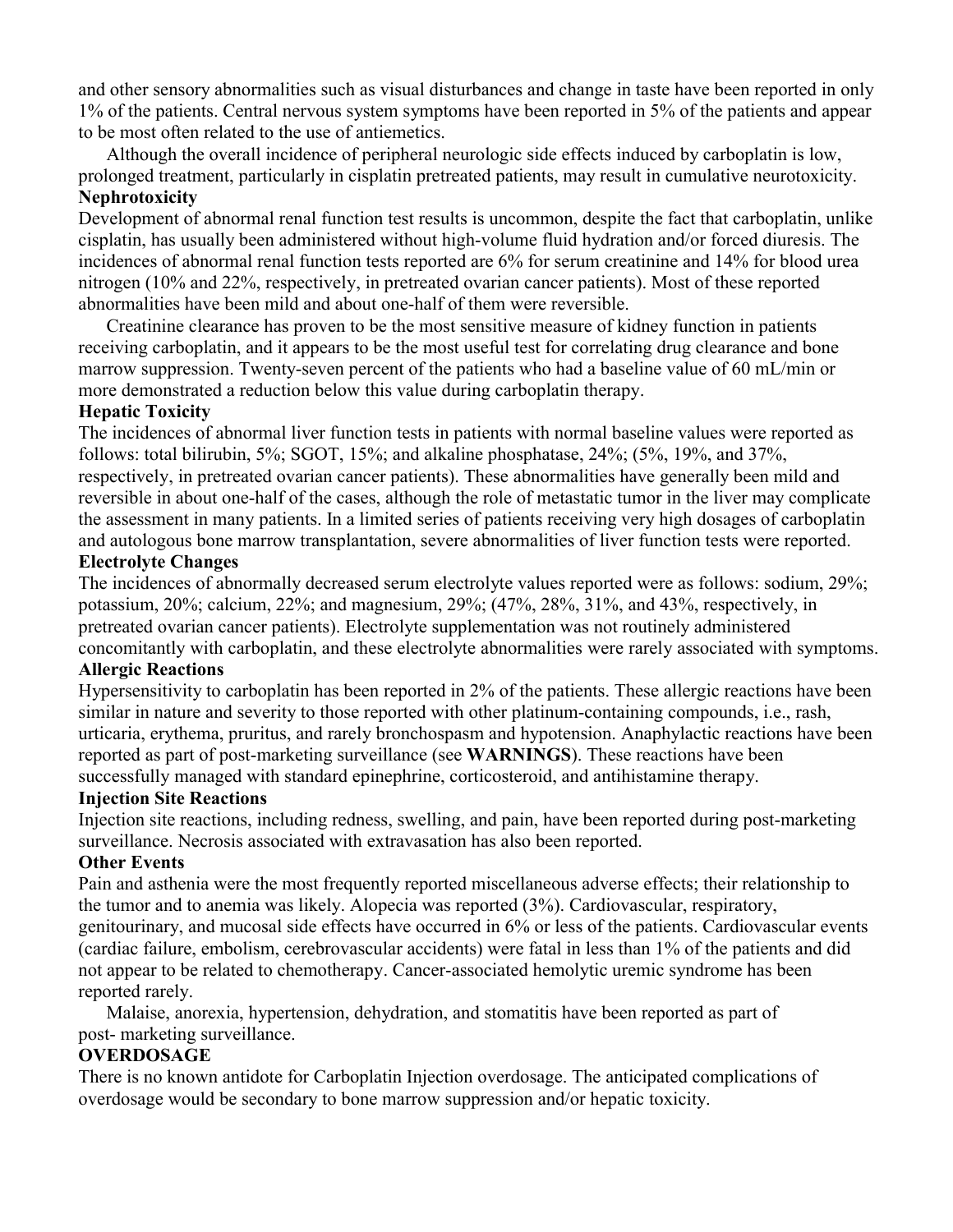and other sensory abnormalities such as visual disturbances and change in taste have been reported in only 1% of the patients. Central nervous system symptoms have been reported in 5% of the patients and appear to be most often related to the use of antiemetics.

Although the overall incidence of peripheral neurologic side effects induced by carboplatin is low, prolonged treatment, particularly in cisplatin pretreated patients, may result in cumulative neurotoxicity.

**Nephrotoxicity**

Development of abnormal renal function test results is uncommon, despite the fact that carboplatin, unlike cisplatin, has usually been administered without high-volume fluid hydration and/or forced diuresis. The incidences of abnormal renal function tests reported are 6% for serum creatinine and 14% for blood urea nitrogen (10% and 22%, respectively, in pretreated ovarian cancer patients). Most of these reported abnormalities have been mild and about one-half of them were reversible.

Creatinine clearance has proven to be the most sensitive measure of kidney function in patients receiving carboplatin, and it appears to be the most useful test for correlating drug clearance and bone marrow suppression. Twenty-seven percent of the patients who had a baseline value of 60 mL/min or more demonstrated a reduction below this value during carboplatin therapy.

**Hepatic Toxicity**

The incidences of abnormal liver function tests in patients with normal baseline values were reported as follows: total bilirubin, 5%; SGOT, 15%; and alkaline phosphatase, 24%; (5%, 19%, and 37%, respectively, in pretreated ovarian cancer patients). These abnormalities have generally been mild and reversible in about one-half of the cases, although the role of metastatic tumor in the liver may complicate the assessment in many patients. In a limited series of patients receiving very high dosages of carboplatin and autologous bone marrow transplantation, severe abnormalities of liver function tests were reported.

**Electrolyte Changes**

The incidences of abnormally decreased serum electrolyte values reported were as follows: sodium, 29%; potassium, 20%; calcium, 22%; and magnesium, 29%; (47%, 28%, 31%, and 43%, respectively, in pretreated ovarian cancer patients). Electrolyte supplementation was not routinely administered concomitantly with carboplatin, and these electrolyte abnormalities were rarely associated with symptoms.

**Allergic Reactions**

Hypersensitivity to carboplatin has been reported in 2% of the patients. These allergic reactions have been similar in nature and severity to those reported with other platinum-containing compounds, i.e., rash, urticaria, erythema, pruritus, and rarely bronchospasm and hypotension. Anaphylactic reactions have been reported as part of post-marketing surveillance (see **WARNINGS**). These reactions have been successfully managed with standard epinephrine, corticosteroid, and antihistamine therapy.

**Injection Site Reactions**

Injection site reactions, including redness, swelling, and pain, have been reported during post-marketing surveillance. Necrosis associated with extravasation has also been reported.

**Other Events**

Pain and asthenia were the most frequently reported miscellaneous adverse effects; their relationship to the tumor and to anemia was likely. Alopecia was reported (3%). Cardiovascular, respiratory, genitourinary, and mucosal side effects have occurred in 6% or less of the patients. Cardiovascular events (cardiac failure, embolism, cerebrovascular accidents) were fatal in less than 1% of the patients and did not appear to be related to chemotherapy. Cancer-associated hemolytic uremic syndrome has been reported rarely.

Malaise, anorexia, hypertension, dehydration, and stomatitis have been reported as part of post- marketing surveillance.

## OVERDOSAGE

There is no known antidote for Carboplatin Injection overdosage. The anticipated complications of overdosage would be secondary to bone marrow suppression and/or hepatic toxicity.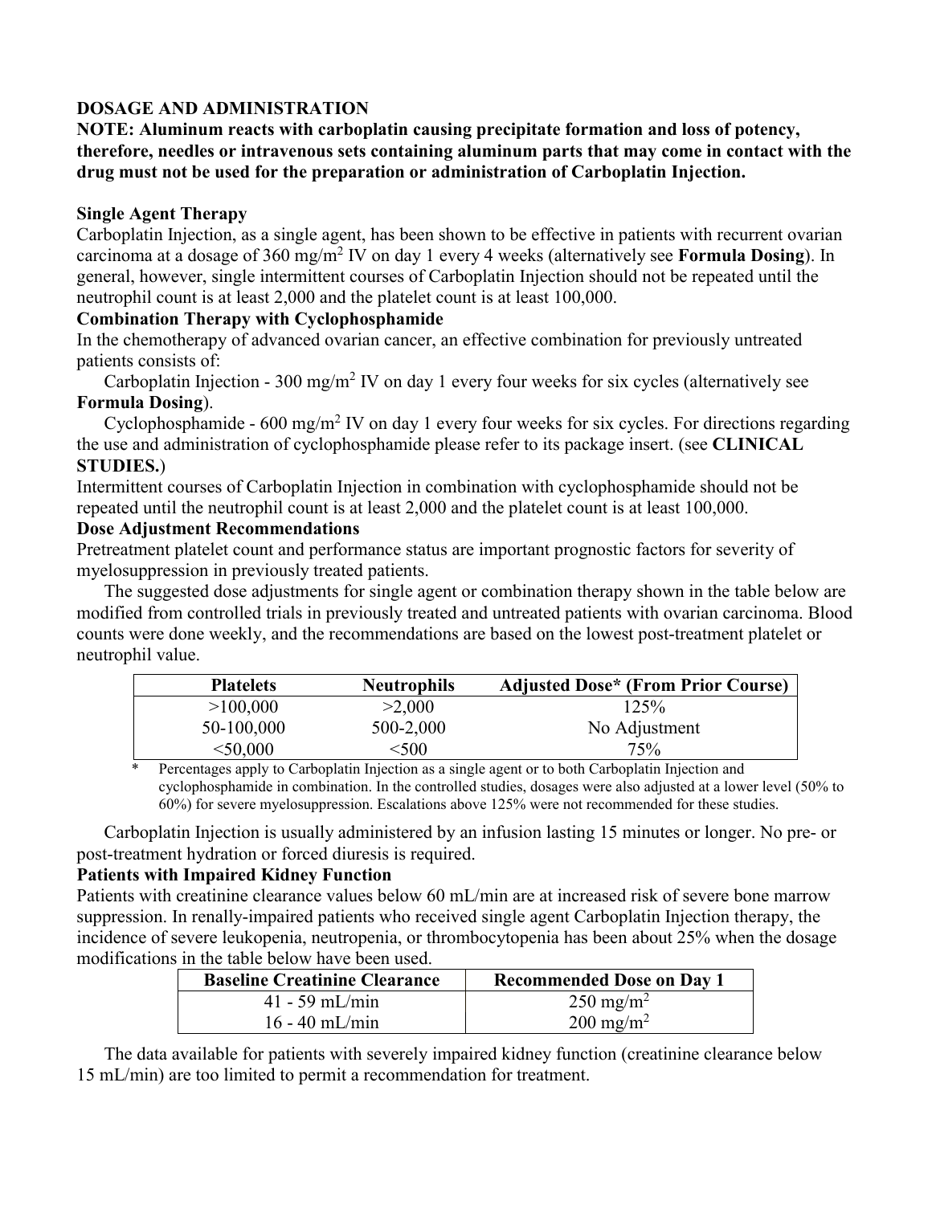## DOSAGE AND ADMINISTRATION

**NOTE: Aluminum reacts with carboplatin causing precipitate formation and loss of potency, therefore, needles or intravenous sets containing aluminum parts that may come in contact with the drug must not be used for the preparation or administration of Carboplatin Injection.**

### Single Agent Therapy

Carboplatin Injection, as a single agent, has been shown to be effective in patients with recurrent ovarian carcinoma at a dosage of 360 mg/m$^2$ IV on day 1 every 4 weeks (alternatively see **Formula Dosing**). In general, however, single intermittent courses of Carboplatin Injection should not be repeated until the neutrophil count is at least 2,000 and the platelet count is at least 100,000.

### Combination Therapy with Cyclophosphamide

In the chemotherapy of advanced ovarian cancer, an effective combination for previously untreated patients consists of:

Carboplatin Injection - 300 mg/m$^2$ IV on day 1 every four weeks for six cycles (alternatively see **Formula Dosing**).

Cyclophosphamide - 600 mg/m$^2$ IV on day 1 every four weeks for six cycles. For directions regarding the use and administration of cyclophosphamide please refer to its package insert. (see **CLINICAL STUDIES.**)

Intermittent courses of Carboplatin Injection in combination with cyclophosphamide should not be repeated until the neutrophil count is at least 2,000 and the platelet count is at least 100,000.

### Dose Adjustment Recommendations

Pretreatment platelet count and performance status are important prognostic factors for severity of myelosuppression in previously treated patients.

The suggested dose adjustments for single agent or combination therapy shown in the table below are modified from controlled trials in previously treated and untreated patients with ovarian carcinoma. Blood counts were done weekly, and the recommendations are based on the lowest post-treatment platelet or neutrophil value.

| Platelets | Neutrophils | Adjusted Dose* (From Prior Course) |
|---|---|---|
| >100,000 | >2,000 | 125% |
| 50-100,000 | 500-2,000 | No Adjustment |
| <50,000 | <500 | 75% |

\* Percentages apply to Carboplatin Injection as a single agent or to both Carboplatin Injection and cyclophosphamide in combination. In the controlled studies, dosages were also adjusted at a lower level (50% to 60%) for severe myelosuppression. Escalations above 125% were not recommended for these studies.

Carboplatin Injection is usually administered by an infusion lasting 15 minutes or longer. No pre- or post-treatment hydration or forced diuresis is required.

### Patients with Impaired Kidney Function

Patients with creatinine clearance values below 60 mL/min are at increased risk of severe bone marrow suppression. In renally-impaired patients who received single agent Carboplatin Injection therapy, the incidence of severe leukopenia, neutropenia, or thrombocytopenia has been about 25% when the dosage modifications in the table below have been used.

| Baseline Creatinine Clearance | Recommended Dose on Day 1 |
|---|---|
| 41 - 59 mL/min | 250 mg/m$^2$ |
| 16 - 40 mL/min | 200 mg/m$^2$ |

The data available for patients with severely impaired kidney function (creatinine clearance below 15 mL/min) are too limited to permit a recommendation for treatment.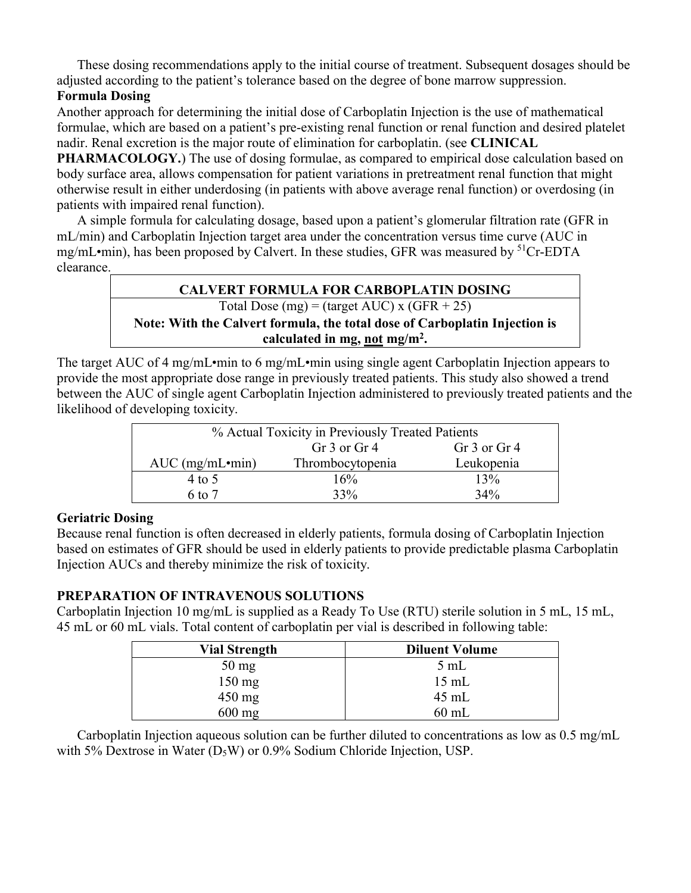These dosing recommendations apply to the initial course of treatment. Subsequent dosages should be adjusted according to the patient's tolerance based on the degree of bone marrow suppression.

**Formula Dosing**

Another approach for determining the initial dose of Carboplatin Injection is the use of mathematical formulae, which are based on a patient's pre-existing renal function or renal function and desired platelet nadir. Renal excretion is the major route of elimination for carboplatin. (see **CLINICAL PHARMACOLOGY.**) The use of dosing formulae, as compared to empirical dose calculation based on body surface area, allows compensation for patient variations in pretreatment renal function that might otherwise result in either underdosing (in patients with above average renal function) or overdosing (in patients with impaired renal function).

A simple formula for calculating dosage, based upon a patient's glomerular filtration rate (GFR in mL/min) and Carboplatin Injection target area under the concentration versus time curve (AUC in mg/mL•min), has been proposed by Calvert. In these studies, GFR was measured by $^{51}$Cr-EDTA clearance.

| **CALVERT FORMULA FOR CARBOPLATIN DOSING** |
| --- |
| Total Dose (mg) = (target AUC) x (GFR + 25) |
| **Note: With the Calvert formula, the total dose of Carboplatin Injection is calculated in mg, not mg/m$^2$.** |

The target AUC of 4 mg/mL•min to 6 mg/mL•min using single agent Carboplatin Injection appears to provide the most appropriate dose range in previously treated patients. This study also showed a trend between the AUC of single agent Carboplatin Injection administered to previously treated patients and the likelihood of developing toxicity.

| % Actual Toxicity in Previously Treated Patients | | |
| --- | --- | --- |
| AUC (mg/mL•min) | Gr 3 or Gr 4 Thrombocytopenia | Gr 3 or Gr 4 Leukopenia |
| 4 to 5 | 16% | 13% |
| 6 to 7 | 33% | 34% |

**Geriatric Dosing**

Because renal function is often decreased in elderly patients, formula dosing of Carboplatin Injection based on estimates of GFR should be used in elderly patients to provide predictable plasma Carboplatin Injection AUCs and thereby minimize the risk of toxicity.

**PREPARATION OF INTRAVENOUS SOLUTIONS**

Carboplatin Injection 10 mg/mL is supplied as a Ready To Use (RTU) sterile solution in 5 mL, 15 mL, 45 mL or 60 mL vials. Total content of carboplatin per vial is described in following table:

| **Vial Strength** | **Diluent Volume** |
| --- | --- |
| 50 mg | 5 mL |
| 150 mg | 15 mL |
| 450 mg | 45 mL |
| 600 mg | 60 mL |

Carboplatin Injection aqueous solution can be further diluted to concentrations as low as 0.5 mg/mL with 5% Dextrose in Water ($D_5W$) or 0.9% Sodium Chloride Injection, USP.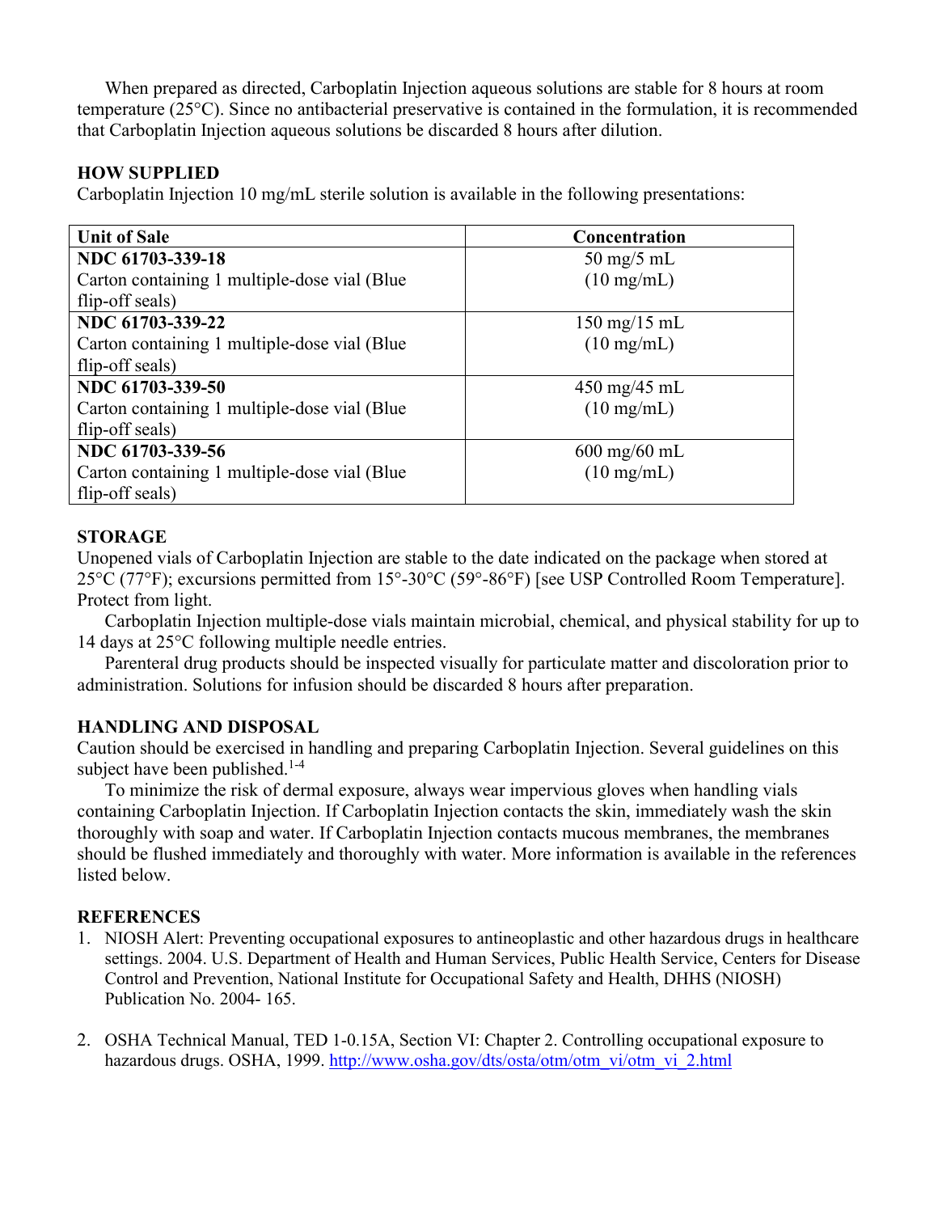When prepared as directed, Carboplatin Injection aqueous solutions are stable for 8 hours at room temperature (25°C). Since no antibacterial preservative is contained in the formulation, it is recommended that Carboplatin Injection aqueous solutions be discarded 8 hours after dilution.

## HOW SUPPLIED

Carboplatin Injection 10 mg/mL sterile solution is available in the following presentations:

| Unit of Sale | Concentration |
|---|---|
| **NDC 61703-339-18** Carton containing 1 multiple-dose vial (Blue flip-off seals) | 50 mg/5 mL (10 mg/mL) |
| **NDC 61703-339-22** Carton containing 1 multiple-dose vial (Blue flip-off seals) | 150 mg/15 mL (10 mg/mL) |
| **NDC 61703-339-50** Carton containing 1 multiple-dose vial (Blue flip-off seals) | 450 mg/45 mL (10 mg/mL) |
| **NDC 61703-339-56** Carton containing 1 multiple-dose vial (Blue flip-off seals) | 600 mg/60 mL (10 mg/mL) |

## STORAGE

Unopened vials of Carboplatin Injection are stable to the date indicated on the package when stored at 25°C (77°F); excursions permitted from 15°-30°C (59°-86°F) [see USP Controlled Room Temperature]. Protect from light.

Carboplatin Injection multiple-dose vials maintain microbial, chemical, and physical stability for up to 14 days at 25°C following multiple needle entries.

Parenteral drug products should be inspected visually for particulate matter and discoloration prior to administration. Solutions for infusion should be discarded 8 hours after preparation.

## HANDLING AND DISPOSAL

Caution should be exercised in handling and preparing Carboplatin Injection. Several guidelines on this subject have been published.[1-4]

To minimize the risk of dermal exposure, always wear impervious gloves when handling vials containing Carboplatin Injection. If Carboplatin Injection contacts the skin, immediately wash the skin thoroughly with soap and water. If Carboplatin Injection contacts mucous membranes, the membranes should be flushed immediately and thoroughly with water. More information is available in the references listed below.

## REFERENCES

1. NIOSH Alert: Preventing occupational exposures to antineoplastic and other hazardous drugs in healthcare settings. 2004. U.S. Department of Health and Human Services, Public Health Service, Centers for Disease Control and Prevention, National Institute for Occupational Safety and Health, DHHS (NIOSH) Publication No. 2004- 165.

2. OSHA Technical Manual, TED 1-0.15A, Section VI: Chapter 2. Controlling occupational exposure to hazardous drugs. OSHA, 1999. http://www.osha.gov/dts/osta/otm/otm_vi/otm_vi_2.html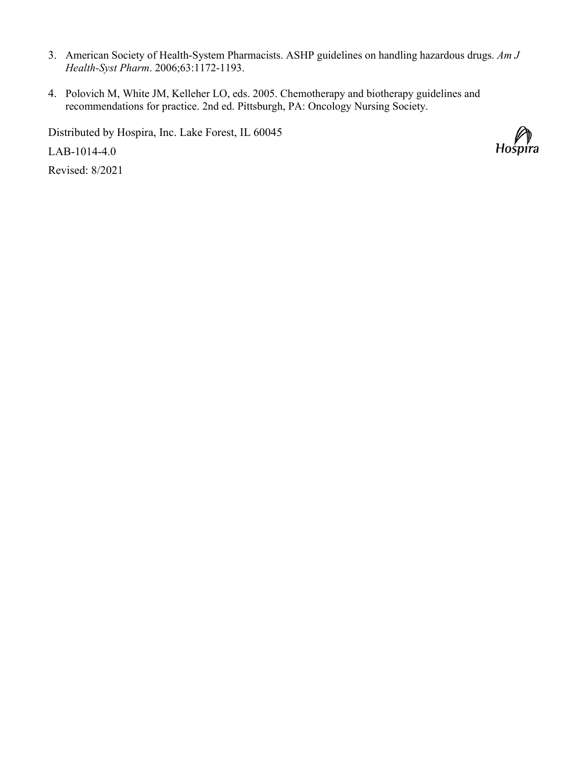3. American Society of Health-System Pharmacists. ASHP guidelines on handling hazardous drugs. *Am J Health-Syst Pharm*. 2006;63:1172-1193.

4. Polovich M, White JM, Kelleher LO, eds. 2005. Chemotherapy and biotherapy guidelines and recommendations for practice. 2nd ed. Pittsburgh, PA: Oncology Nursing Society.

Distributed by Hospira, Inc. Lake Forest, IL 60045

LAB-1014-4.0

Revised: 8/2021

Hospira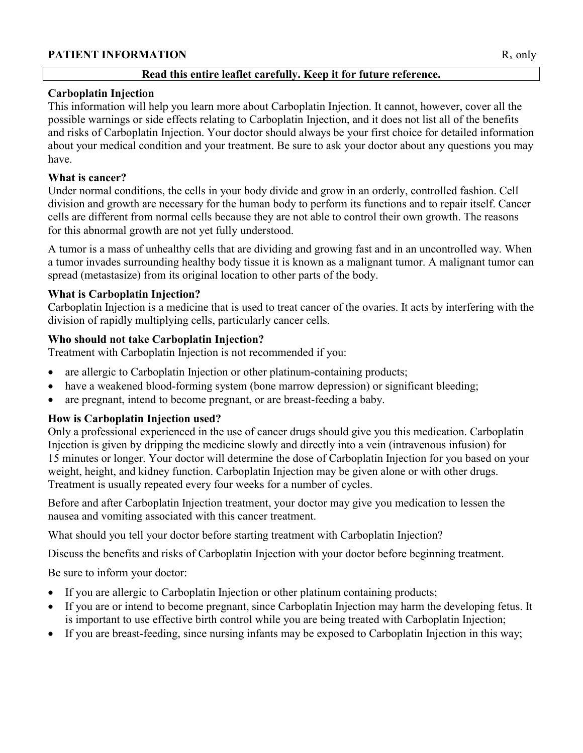**PATIENT INFORMATION** $R_x$ only

**Read this entire leaflet carefully. Keep it for future reference.**

**Carboplatin Injection**

This information will help you learn more about Carboplatin Injection. It cannot, however, cover all the possible warnings or side effects relating to Carboplatin Injection, and it does not list all of the benefits and risks of Carboplatin Injection. Your doctor should always be your first choice for detailed information about your medical condition and your treatment. Be sure to ask your doctor about any questions you may have.

**What is cancer?**

Under normal conditions, the cells in your body divide and grow in an orderly, controlled fashion. Cell division and growth are necessary for the human body to perform its functions and to repair itself. Cancer cells are different from normal cells because they are not able to control their own growth. The reasons for this abnormal growth are not yet fully understood.

A tumor is a mass of unhealthy cells that are dividing and growing fast and in an uncontrolled way. When a tumor invades surrounding healthy body tissue it is known as a malignant tumor. A malignant tumor can spread (metastasize) from its original location to other parts of the body.

**What is Carboplatin Injection?**

Carboplatin Injection is a medicine that is used to treat cancer of the ovaries. It acts by interfering with the division of rapidly multiplying cells, particularly cancer cells.

**Who should not take Carboplatin Injection?**

Treatment with Carboplatin Injection is not recommended if you:

- are allergic to Carboplatin Injection or other platinum-containing products;
- have a weakened blood-forming system (bone marrow depression) or significant bleeding;
- are pregnant, intend to become pregnant, or are breast-feeding a baby.

**How is Carboplatin Injection used?**

Only a professional experienced in the use of cancer drugs should give you this medication. Carboplatin Injection is given by dripping the medicine slowly and directly into a vein (intravenous infusion) for 15 minutes or longer. Your doctor will determine the dose of Carboplatin Injection for you based on your weight, height, and kidney function. Carboplatin Injection may be given alone or with other drugs. Treatment is usually repeated every four weeks for a number of cycles.

Before and after Carboplatin Injection treatment, your doctor may give you medication to lessen the nausea and vomiting associated with this cancer treatment.

What should you tell your doctor before starting treatment with Carboplatin Injection?

Discuss the benefits and risks of Carboplatin Injection with your doctor before beginning treatment.

Be sure to inform your doctor:

- If you are allergic to Carboplatin Injection or other platinum containing products;
- If you are or intend to become pregnant, since Carboplatin Injection may harm the developing fetus. It is important to use effective birth control while you are being treated with Carboplatin Injection;
- If you are breast-feeding, since nursing infants may be exposed to Carboplatin Injection in this way;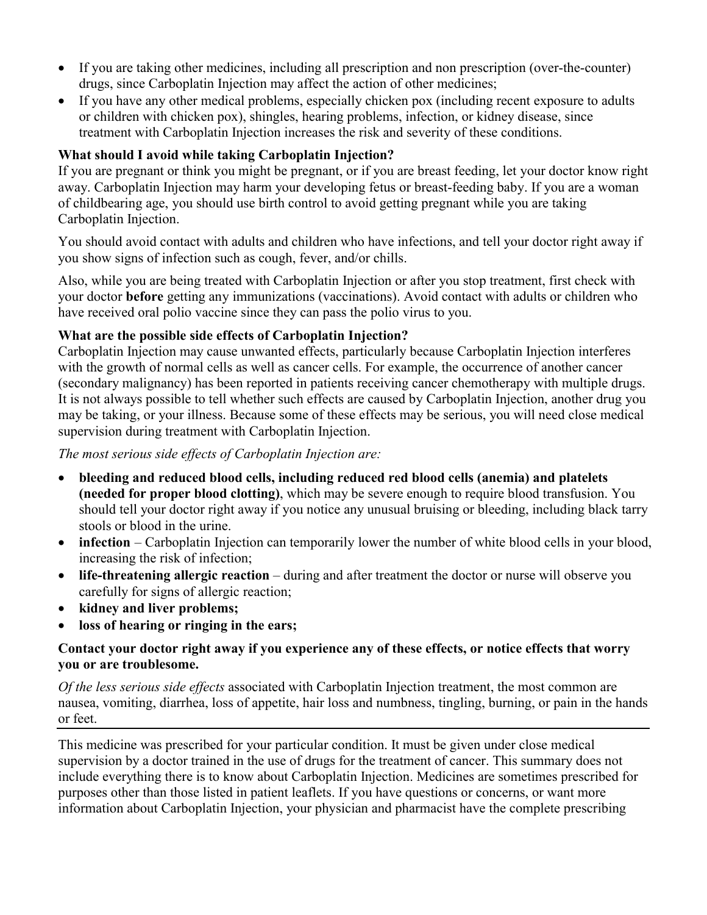- If you are taking other medicines, including all prescription and non prescription (over-the-counter) drugs, since Carboplatin Injection may affect the action of other medicines;
- If you have any other medical problems, especially chicken pox (including recent exposure to adults or children with chicken pox), shingles, hearing problems, infection, or kidney disease, since treatment with Carboplatin Injection increases the risk and severity of these conditions.

**What should I avoid while taking Carboplatin Injection?**

If you are pregnant or think you might be pregnant, or if you are breast feeding, let your doctor know right away. Carboplatin Injection may harm your developing fetus or breast-feeding baby. If you are a woman of childbearing age, you should use birth control to avoid getting pregnant while you are taking Carboplatin Injection.

You should avoid contact with adults and children who have infections, and tell your doctor right away if you show signs of infection such as cough, fever, and/or chills.

Also, while you are being treated with Carboplatin Injection or after you stop treatment, first check with your doctor **before** getting any immunizations (vaccinations). Avoid contact with adults or children who have received oral polio vaccine since they can pass the polio virus to you.

**What are the possible side effects of Carboplatin Injection?**

Carboplatin Injection may cause unwanted effects, particularly because Carboplatin Injection interferes with the growth of normal cells as well as cancer cells. For example, the occurrence of another cancer (secondary malignancy) has been reported in patients receiving cancer chemotherapy with multiple drugs. It is not always possible to tell whether such effects are caused by Carboplatin Injection, another drug you may be taking, or your illness. Because some of these effects may be serious, you will need close medical supervision during treatment with Carboplatin Injection.

*The most serious side effects of Carboplatin Injection are:*

- **bleeding and reduced blood cells, including reduced red blood cells (anemia) and platelets (needed for proper blood clotting)**, which may be severe enough to require blood transfusion. You should tell your doctor right away if you notice any unusual bruising or bleeding, including black tarry stools or blood in the urine.
- **infection** – Carboplatin Injection can temporarily lower the number of white blood cells in your blood, increasing the risk of infection;
- **life-threatening allergic reaction** – during and after treatment the doctor or nurse will observe you carefully for signs of allergic reaction;
- **kidney and liver problems;**
- **loss of hearing or ringing in the ears;**

**Contact your doctor right away if you experience any of these effects, or notice effects that worry you or are troublesome.**

*Of the less serious side effects* associated with Carboplatin Injection treatment, the most common are nausea, vomiting, diarrhea, loss of appetite, hair loss and numbness, tingling, burning, or pain in the hands or feet.

---

This medicine was prescribed for your particular condition. It must be given under close medical supervision by a doctor trained in the use of drugs for the treatment of cancer. This summary does not include everything there is to know about Carboplatin Injection. Medicines are sometimes prescribed for purposes other than those listed in patient leaflets. If you have questions or concerns, or want more information about Carboplatin Injection, your physician and pharmacist have the complete prescribing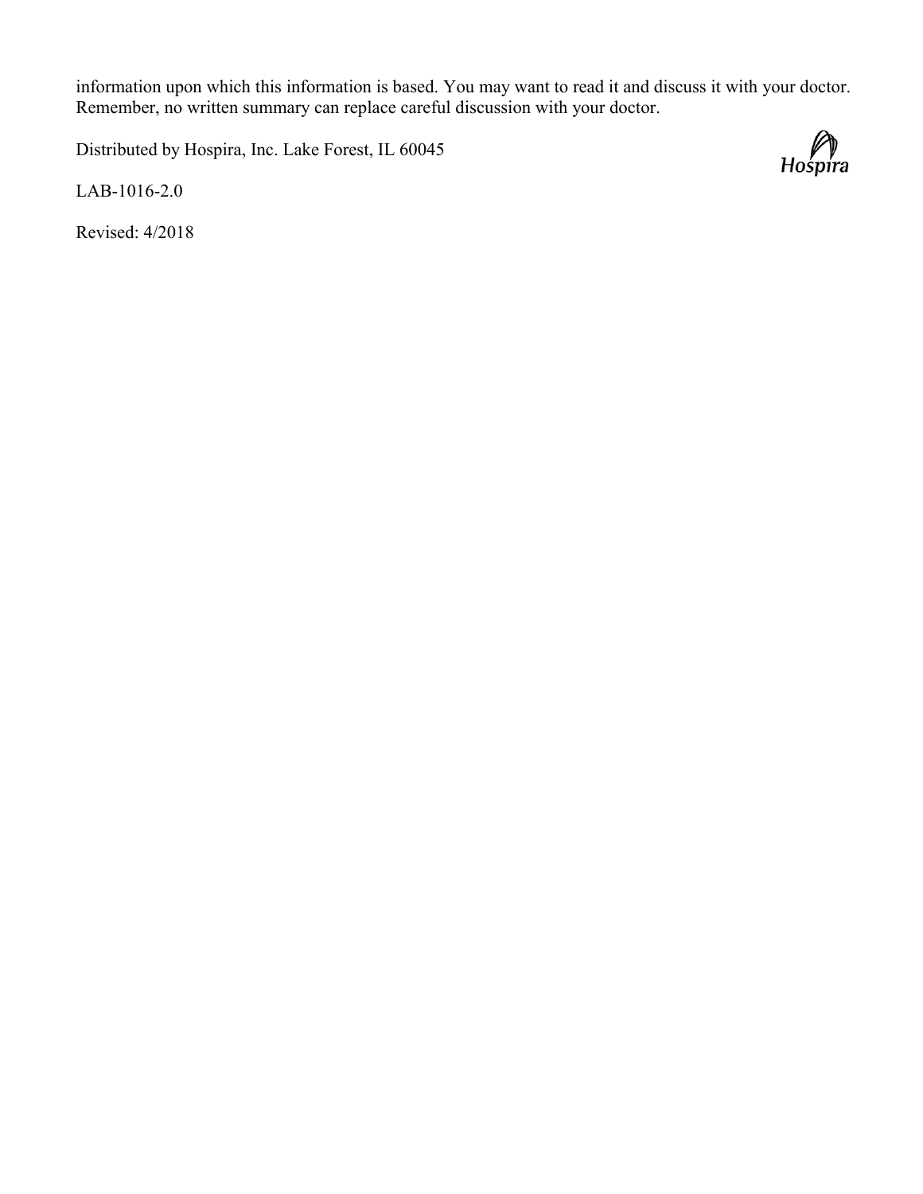information upon which this information is based. You may want to read it and discuss it with your doctor. Remember, no written summary can replace careful discussion with your doctor.

Distributed by Hospira, Inc. Lake Forest, IL 60045

Hospira

LAB-1016-2.0

Revised: 4/2018